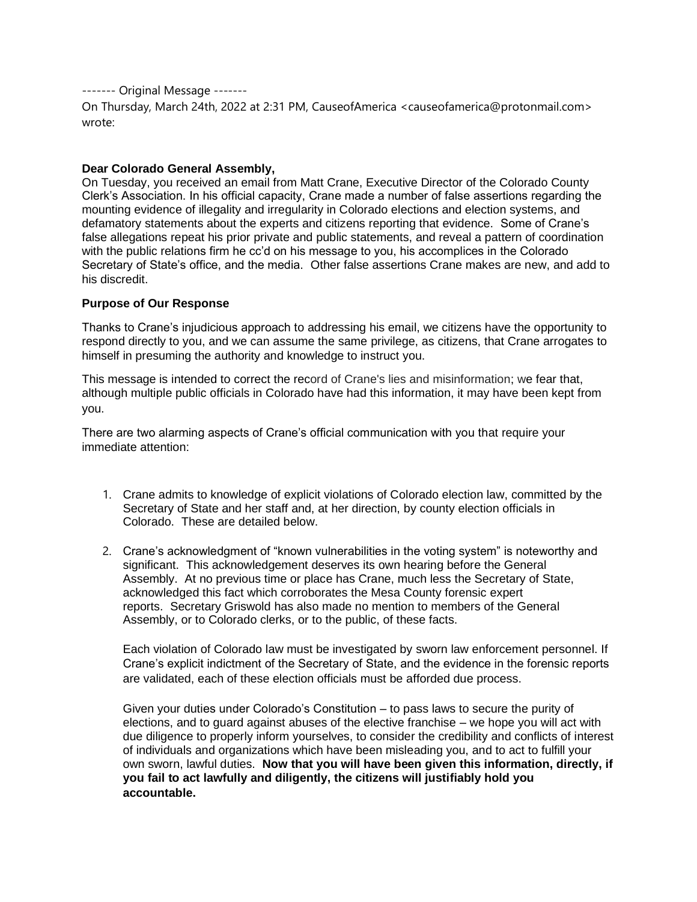------- Original Message -------

On Thursday, March 24th, 2022 at 2:31 PM, CauseofAmerica <causeofamerica@protonmail.com> wrote:

**Dear Colorado General Assembly,**

On Tuesday, you received an email from Matt Crane, Executive Director of the Colorado County Clerk's Association. In his official capacity, Crane made a number of false assertions regarding the mounting evidence of illegality and irregularity in Colorado elections and election systems, and defamatory statements about the experts and citizens reporting that evidence. Some of Crane's false allegations repeat his prior private and public statements, and reveal a pattern of coordination with the public relations firm he cc'd on his message to you, his accomplices in the Colorado Secretary of State's office, and the media. Other false assertions Crane makes are new, and add to his discredit.

**Purpose of Our Response**

Thanks to Crane's injudicious approach to addressing his email, we citizens have the opportunity to respond directly to you, and we can assume the same privilege, as citizens, that Crane arrogates to himself in presuming the authority and knowledge to instruct you.

This message is intended to correct the record of Crane's lies and misinformation; we fear that, although multiple public officials in Colorado have had this information, it may have been kept from you.

There are two alarming aspects of Crane's official communication with you that require your immediate attention:

1. Crane admits to knowledge of explicit violations of Colorado election law, committed by the Secretary of State and her staff and, at her direction, by county election officials in Colorado. These are detailed below.

2. Crane's acknowledgment of "known vulnerabilities in the voting system" is noteworthy and significant. This acknowledgement deserves its own hearing before the General Assembly. At no previous time or place has Crane, much less the Secretary of State, acknowledged this fact which corroborates the Mesa County forensic expert reports. Secretary Griswold has also made no mention to members of the General Assembly, or to Colorado clerks, or to the public, of these facts.

   Each violation of Colorado law must be investigated by sworn law enforcement personnel. If Crane's explicit indictment of the Secretary of State, and the evidence in the forensic reports are validated, each of these election officials must be afforded due process.

   Given your duties under Colorado's Constitution – to pass laws to secure the purity of elections, and to guard against abuses of the elective franchise – we hope you will act with due diligence to properly inform yourselves, to consider the credibility and conflicts of interest of individuals and organizations which have been misleading you, and to act to fulfill your own sworn, lawful duties. **Now that you will have been given this information, directly, if you fail to act lawfully and diligently, the citizens will justifiably hold you accountable.**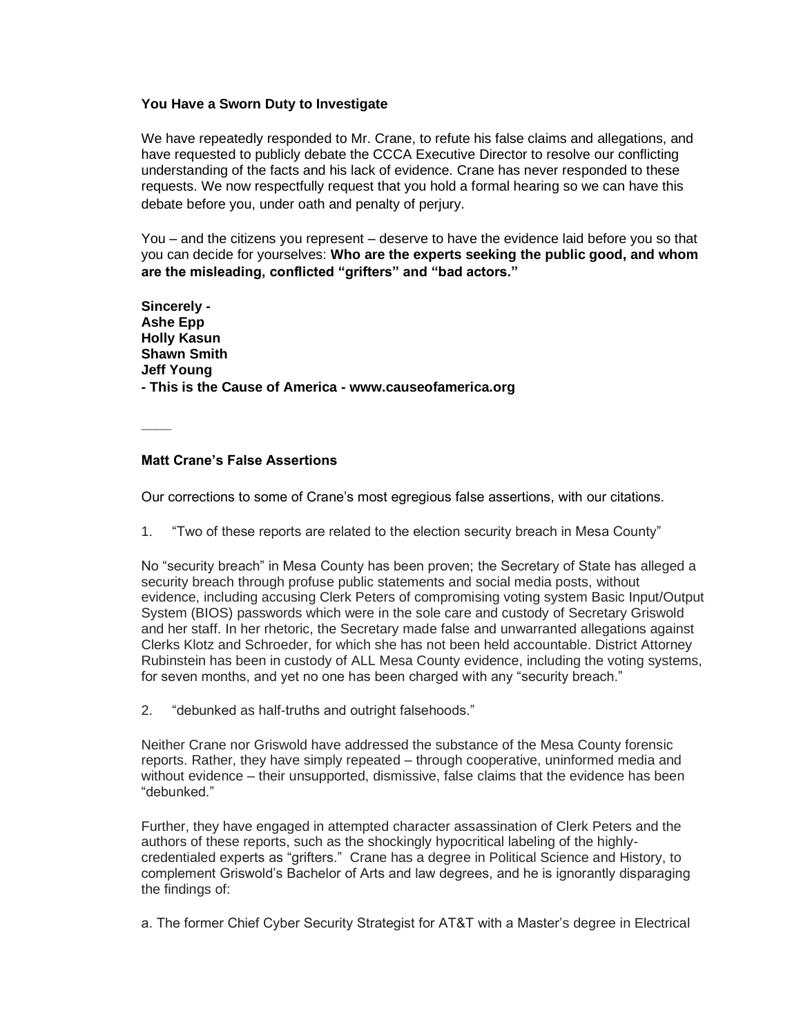**You Have a Sworn Duty to Investigate**

We have repeatedly responded to Mr. Crane, to refute his false claims and allegations, and have requested to publicly debate the CCCA Executive Director to resolve our conflicting understanding of the facts and his lack of evidence. Crane has never responded to these requests. We now respectfully request that you hold a formal hearing so we can have this debate before you, under oath and penalty of perjury.

You – and the citizens you represent – deserve to have the evidence laid before you so that you can decide for yourselves: **Who are the experts seeking the public good, and whom are the misleading, conflicted "grifters" and "bad actors."**

**Sincerely -**
**Ashe Epp**
**Holly Kasun**
**Shawn Smith**
**Jeff Young**
**- This is the Cause of America - www.causeofamerica.org**

____

**Matt Crane's False Assertions**

Our corrections to some of Crane's most egregious false assertions, with our citations.

1. "Two of these reports are related to the election security breach in Mesa County"

No "security breach" in Mesa County has been proven; the Secretary of State has alleged a security breach through profuse public statements and social media posts, without evidence, including accusing Clerk Peters of compromising voting system Basic Input/Output System (BIOS) passwords which were in the sole care and custody of Secretary Griswold and her staff. In her rhetoric, the Secretary made false and unwarranted allegations against Clerks Klotz and Schroeder, for which she has not been held accountable. District Attorney Rubinstein has been in custody of ALL Mesa County evidence, including the voting systems, for seven months, and yet no one has been charged with any "security breach."

2. "debunked as half-truths and outright falsehoods."

Neither Crane nor Griswold have addressed the substance of the Mesa County forensic reports. Rather, they have simply repeated – through cooperative, uninformed media and without evidence – their unsupported, dismissive, false claims that the evidence has been "debunked."

Further, they have engaged in attempted character assassination of Clerk Peters and the authors of these reports, such as the shockingly hypocritical labeling of the highly-credentialed experts as "grifters." Crane has a degree in Political Science and History, to complement Griswold's Bachelor of Arts and law degrees, and he is ignorantly disparaging the findings of:

a. The former Chief Cyber Security Strategist for AT&T with a Master's degree in Electrical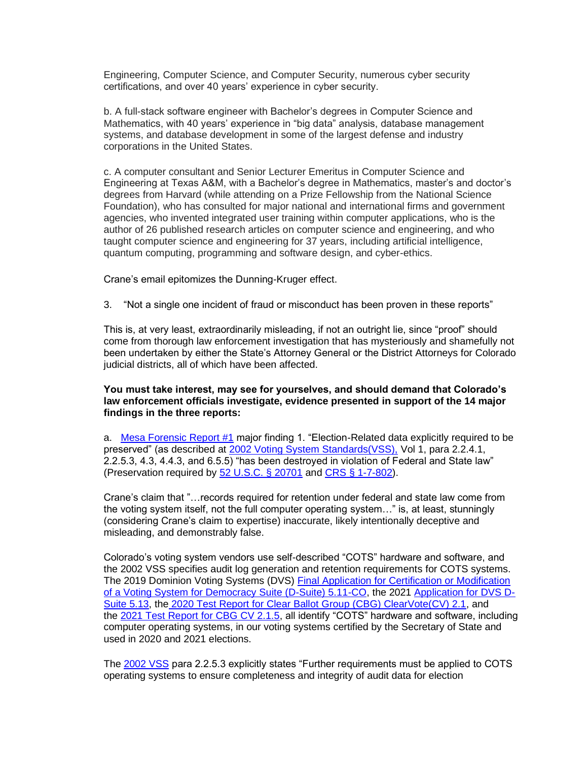Engineering, Computer Science, and Computer Security, numerous cyber security certifications, and over 40 years' experience in cyber security.

b. A full-stack software engineer with Bachelor's degrees in Computer Science and Mathematics, with 40 years' experience in "big data" analysis, database management systems, and database development in some of the largest defense and industry corporations in the United States.

c. A computer consultant and Senior Lecturer Emeritus in Computer Science and Engineering at Texas A&M, with a Bachelor's degree in Mathematics, master's and doctor's degrees from Harvard (while attending on a Prize Fellowship from the National Science Foundation), who has consulted for major national and international firms and government agencies, who invented integrated user training within computer applications, who is the author of 26 published research articles on computer science and engineering, and who taught computer science and engineering for 37 years, including artificial intelligence, quantum computing, programming and software design, and cyber-ethics.

Crane's email epitomizes the Dunning-Kruger effect.

3. "Not a single one incident of fraud or misconduct has been proven in these reports"

This is, at very least, extraordinarily misleading, if not an outright lie, since "proof" should come from thorough law enforcement investigation that has mysteriously and shamefully not been undertaken by either the State's Attorney General or the District Attorneys for Colorado judicial districts, all of which have been affected.

**You must take interest, may see for yourselves, and should demand that Colorado's law enforcement officials investigate, evidence presented in support of the 14 major findings in the three reports:**

a. Mesa Forensic Report #1 major finding 1. "Election-Related data explicitly required to be preserved" (as described at 2002 Voting System Standards(VSS), Vol 1, para 2.2.4.1, 2.2.5.3, 4.3, 4.4.3, and 6.5.5) "has been destroyed in violation of Federal and State law" (Preservation required by 52 U.S.C. § 20701 and CRS § 1-7-802).

Crane's claim that "…records required for retention under federal and state law come from the voting system itself, not the full computer operating system…" is, at least, stunningly (considering Crane's claim to expertise) inaccurate, likely intentionally deceptive and misleading, and demonstrably false.

Colorado's voting system vendors use self-described "COTS" hardware and software, and the 2002 VSS specifies audit log generation and retention requirements for COTS systems. The 2019 Dominion Voting Systems (DVS) Final Application for Certification or Modification of a Voting System for Democracy Suite (D-Suite) 5.11-CO, the 2021 Application for DVS D-Suite 5.13, the 2020 Test Report for Clear Ballot Group (CBG) ClearVote(CV) 2.1, and the 2021 Test Report for CBG CV 2.1.5, all identify "COTS" hardware and software, including computer operating systems, in our voting systems certified by the Secretary of State and used in 2020 and 2021 elections.

The 2002 VSS para 2.2.5.3 explicitly states "Further requirements must be applied to COTS operating systems to ensure completeness and integrity of audit data for election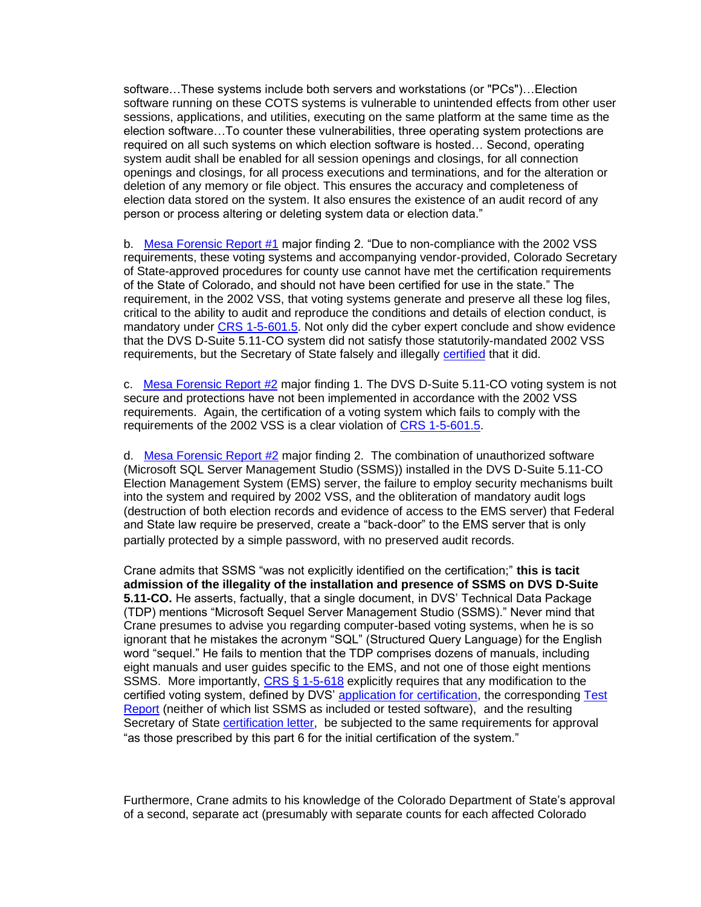software…These systems include both servers and workstations (or "PCs")…Election software running on these COTS systems is vulnerable to unintended effects from other user sessions, applications, and utilities, executing on the same platform at the same time as the election software…To counter these vulnerabilities, three operating system protections are required on all such systems on which election software is hosted… Second, operating system audit shall be enabled for all session openings and closings, for all connection openings and closings, for all process executions and terminations, and for the alteration or deletion of any memory or file object. This ensures the accuracy and completeness of election data stored on the system. It also ensures the existence of an audit record of any person or process altering or deleting system data or election data."

b. Mesa Forensic Report #1 major finding 2. "Due to non-compliance with the 2002 VSS requirements, these voting systems and accompanying vendor-provided, Colorado Secretary of State-approved procedures for county use cannot have met the certification requirements of the State of Colorado, and should not have been certified for use in the state." The requirement, in the 2002 VSS, that voting systems generate and preserve all these log files, critical to the ability to audit and reproduce the conditions and details of election conduct, is mandatory under CRS 1-5-601.5. Not only did the cyber expert conclude and show evidence that the DVS D-Suite 5.11-CO system did not satisfy those statutorily-mandated 2002 VSS requirements, but the Secretary of State falsely and illegally certified that it did.

c. Mesa Forensic Report #2 major finding 1. The DVS D-Suite 5.11-CO voting system is not secure and protections have not been implemented in accordance with the 2002 VSS requirements. Again, the certification of a voting system which fails to comply with the requirements of the 2002 VSS is a clear violation of CRS 1-5-601.5.

d. Mesa Forensic Report #2 major finding 2. The combination of unauthorized software (Microsoft SQL Server Management Studio (SSMS)) installed in the DVS D-Suite 5.11-CO Election Management System (EMS) server, the failure to employ security mechanisms built into the system and required by 2002 VSS, and the obliteration of mandatory audit logs (destruction of both election records and evidence of access to the EMS server) that Federal and State law require be preserved, create a "back-door" to the EMS server that is only partially protected by a simple password, with no preserved audit records.

Crane admits that SSMS "was not explicitly identified on the certification;" **this is tacit admission of the illegality of the installation and presence of SSMS on DVS D-Suite 5.11-CO.** He asserts, factually, that a single document, in DVS' Technical Data Package (TDP) mentions "Microsoft Sequel Server Management Studio (SSMS)." Never mind that Crane presumes to advise you regarding computer-based voting systems, when he is so ignorant that he mistakes the acronym "SQL" (Structured Query Language) for the English word "sequel." He fails to mention that the TDP comprises dozens of manuals, including eight manuals and user guides specific to the EMS, and not one of those eight mentions SSMS. More importantly, CRS § 1-5-618 explicitly requires that any modification to the certified voting system, defined by DVS' application for certification, the corresponding Test Report (neither of which list SSMS as included or tested software), and the resulting Secretary of State certification letter, be subjected to the same requirements for approval "as those prescribed by this part 6 for the initial certification of the system."

Furthermore, Crane admits to his knowledge of the Colorado Department of State's approval of a second, separate act (presumably with separate counts for each affected Colorado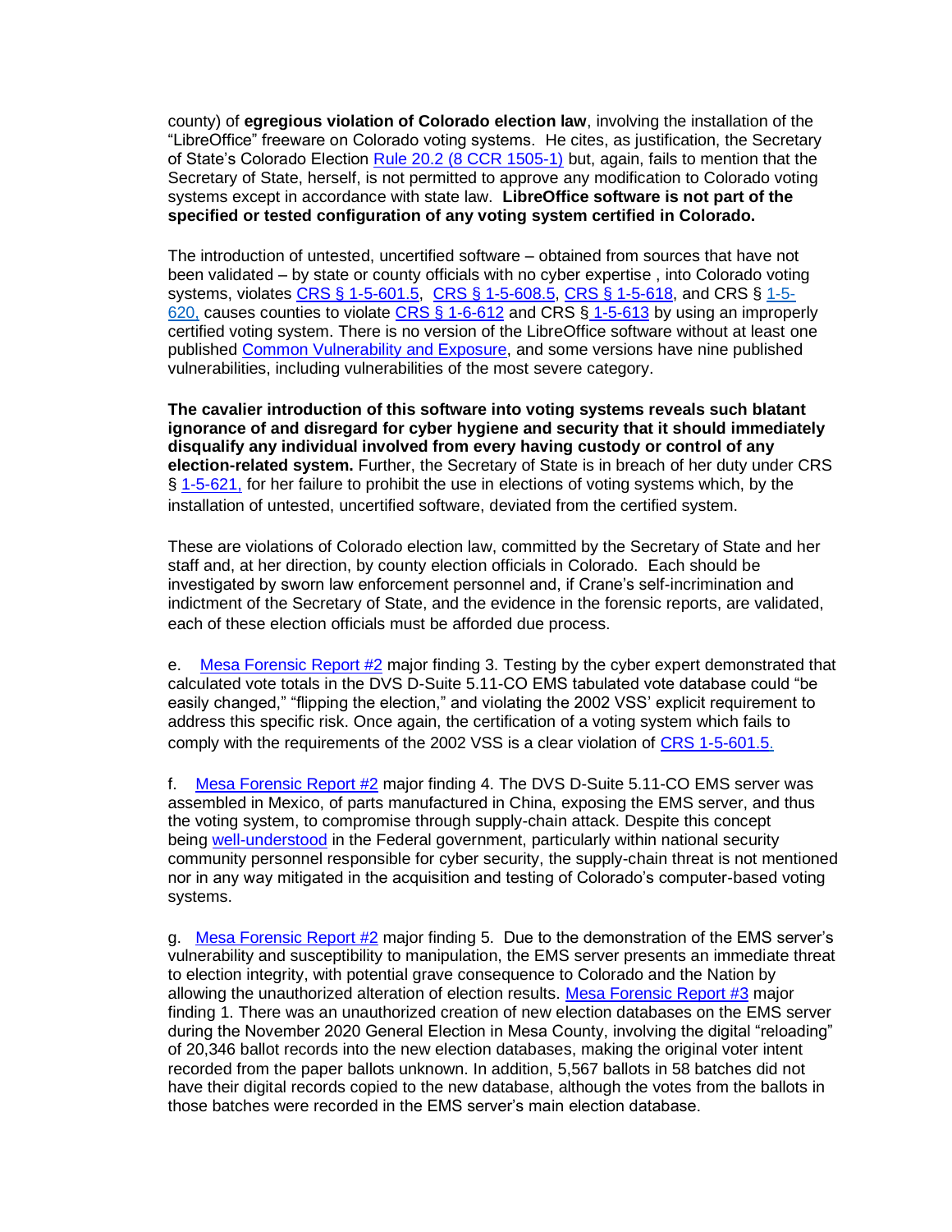county) of **egregious violation of Colorado election law**, involving the installation of the "LibreOffice" freeware on Colorado voting systems. He cites, as justification, the Secretary of State's Colorado Election Rule 20.2 (8 CCR 1505-1) but, again, fails to mention that the Secretary of State, herself, is not permitted to approve any modification to Colorado voting systems except in accordance with state law. **LibreOffice software is not part of the specified or tested configuration of any voting system certified in Colorado.**

The introduction of untested, uncertified software – obtained from sources that have not been validated – by state or county officials with no cyber expertise , into Colorado voting systems, violates CRS § 1-5-601.5, CRS § 1-5-608.5, CRS § 1-5-618, and CRS § 1-5-620, causes counties to violate CRS § 1-6-612 and CRS § 1-5-613 by using an improperly certified voting system. There is no version of the LibreOffice software without at least one published Common Vulnerability and Exposure, and some versions have nine published vulnerabilities, including vulnerabilities of the most severe category.

**The cavalier introduction of this software into voting systems reveals such blatant ignorance of and disregard for cyber hygiene and security that it should immediately disqualify any individual involved from every having custody or control of any election-related system.** Further, the Secretary of State is in breach of her duty under CRS § 1-5-621, for her failure to prohibit the use in elections of voting systems which, by the installation of untested, uncertified software, deviated from the certified system.

These are violations of Colorado election law, committed by the Secretary of State and her staff and, at her direction, by county election officials in Colorado. Each should be investigated by sworn law enforcement personnel and, if Crane's self-incrimination and indictment of the Secretary of State, and the evidence in the forensic reports, are validated, each of these election officials must be afforded due process.

e. Mesa Forensic Report #2 major finding 3. Testing by the cyber expert demonstrated that calculated vote totals in the DVS D-Suite 5.11-CO EMS tabulated vote database could "be easily changed," "flipping the election," and violating the 2002 VSS' explicit requirement to address this specific risk. Once again, the certification of a voting system which fails to comply with the requirements of the 2002 VSS is a clear violation of CRS 1-5-601.5.

f. Mesa Forensic Report #2 major finding 4. The DVS D-Suite 5.11-CO EMS server was assembled in Mexico, of parts manufactured in China, exposing the EMS server, and thus the voting system, to compromise through supply-chain attack. Despite this concept being well-understood in the Federal government, particularly within national security community personnel responsible for cyber security, the supply-chain threat is not mentioned nor in any way mitigated in the acquisition and testing of Colorado's computer-based voting systems.

g. Mesa Forensic Report #2 major finding 5. Due to the demonstration of the EMS server's vulnerability and susceptibility to manipulation, the EMS server presents an immediate threat to election integrity, with potential grave consequence to Colorado and the Nation by allowing the unauthorized alteration of election results. Mesa Forensic Report #3 major finding 1. There was an unauthorized creation of new election databases on the EMS server during the November 2020 General Election in Mesa County, involving the digital "reloading" of 20,346 ballot records into the new election databases, making the original voter intent recorded from the paper ballots unknown. In addition, 5,567 ballots in 58 batches did not have their digital records copied to the new database, although the votes from the ballots in those batches were recorded in the EMS server's main election database.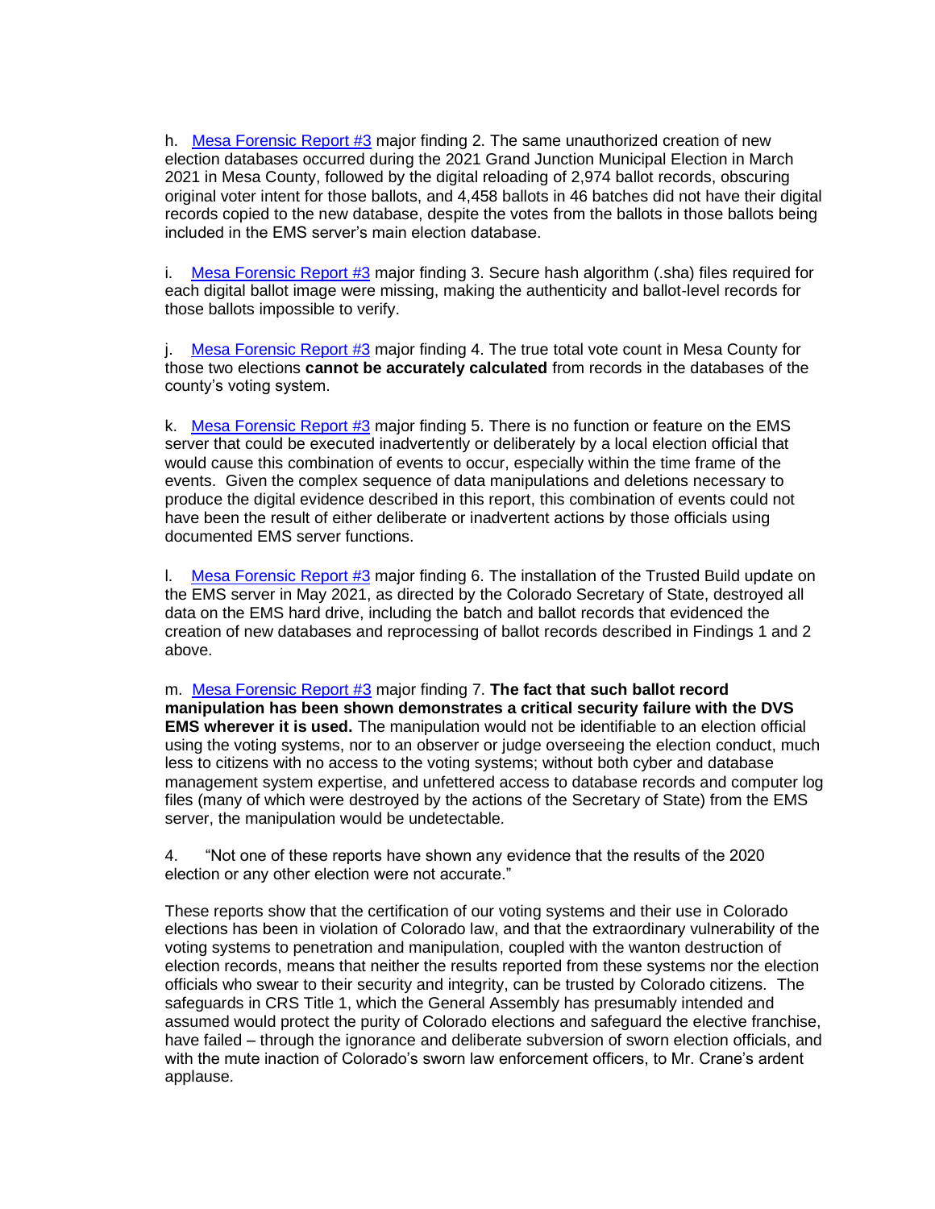h. [Mesa Forensic Report #3]() major finding 2. The same unauthorized creation of new election databases occurred during the 2021 Grand Junction Municipal Election in March 2021 in Mesa County, followed by the digital reloading of 2,974 ballot records, obscuring original voter intent for those ballots, and 4,458 ballots in 46 batches did not have their digital records copied to the new database, despite the votes from the ballots in those ballots being included in the EMS server's main election database.

i. [Mesa Forensic Report #3]() major finding 3. Secure hash algorithm (.sha) files required for each digital ballot image were missing, making the authenticity and ballot-level records for those ballots impossible to verify.

j. [Mesa Forensic Report #3]() major finding 4. The true total vote count in Mesa County for those two elections **cannot be accurately calculated** from records in the databases of the county's voting system.

k. [Mesa Forensic Report #3]() major finding 5. There is no function or feature on the EMS server that could be executed inadvertently or deliberately by a local election official that would cause this combination of events to occur, especially within the time frame of the events. Given the complex sequence of data manipulations and deletions necessary to produce the digital evidence described in this report, this combination of events could not have been the result of either deliberate or inadvertent actions by those officials using documented EMS server functions.

l. [Mesa Forensic Report #3]() major finding 6. The installation of the Trusted Build update on the EMS server in May 2021, as directed by the Colorado Secretary of State, destroyed all data on the EMS hard drive, including the batch and ballot records that evidenced the creation of new databases and reprocessing of ballot records described in Findings 1 and 2 above.

m. [Mesa Forensic Report #3]() major finding 7. **The fact that such ballot record manipulation has been shown demonstrates a critical security failure with the DVS EMS wherever it is used.** The manipulation would not be identifiable to an election official using the voting systems, nor to an observer or judge overseeing the election conduct, much less to citizens with no access to the voting systems; without both cyber and database management system expertise, and unfettered access to database records and computer log files (many of which were destroyed by the actions of the Secretary of State) from the EMS server, the manipulation would be undetectable.

4. "Not one of these reports have shown any evidence that the results of the 2020 election or any other election were not accurate."

These reports show that the certification of our voting systems and their use in Colorado elections has been in violation of Colorado law, and that the extraordinary vulnerability of the voting systems to penetration and manipulation, coupled with the wanton destruction of election records, means that neither the results reported from these systems nor the election officials who swear to their security and integrity, can be trusted by Colorado citizens. The safeguards in CRS Title 1, which the General Assembly has presumably intended and assumed would protect the purity of Colorado elections and safeguard the elective franchise, have failed – through the ignorance and deliberate subversion of sworn election officials, and with the mute inaction of Colorado's sworn law enforcement officers, to Mr. Crane's ardent applause.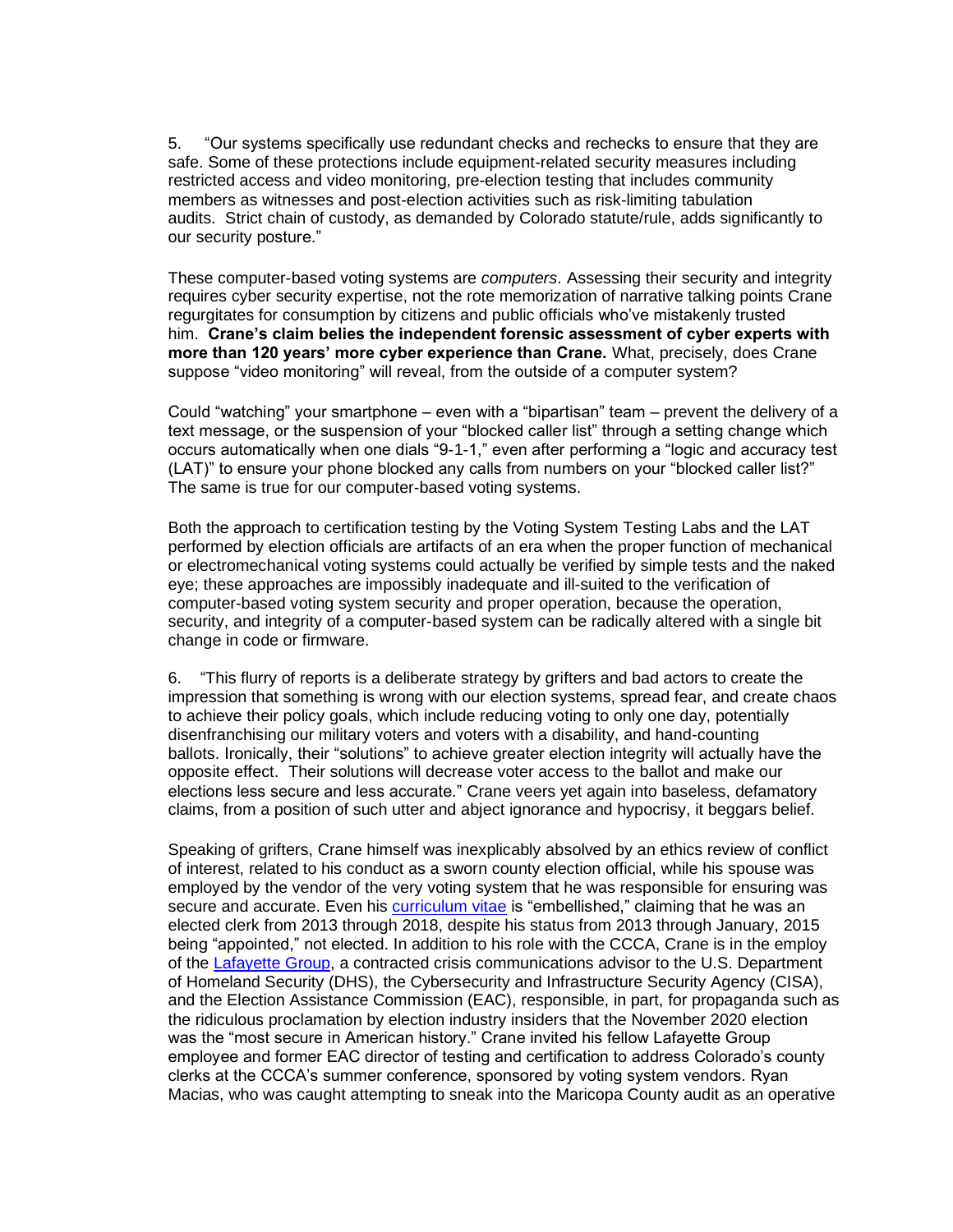5. "Our systems specifically use redundant checks and rechecks to ensure that they are safe. Some of these protections include equipment-related security measures including restricted access and video monitoring, pre-election testing that includes community members as witnesses and post-election activities such as risk-limiting tabulation audits. Strict chain of custody, as demanded by Colorado statute/rule, adds significantly to our security posture."

These computer-based voting systems are *computers*. Assessing their security and integrity requires cyber security expertise, not the rote memorization of narrative talking points Crane regurgitates for consumption by citizens and public officials who've mistakenly trusted him. **Crane's claim belies the independent forensic assessment of cyber experts with more than 120 years' more cyber experience than Crane.** What, precisely, does Crane suppose "video monitoring" will reveal, from the outside of a computer system?

Could "watching" your smartphone – even with a "bipartisan" team – prevent the delivery of a text message, or the suspension of your "blocked caller list" through a setting change which occurs automatically when one dials "9-1-1," even after performing a "logic and accuracy test (LAT)" to ensure your phone blocked any calls from numbers on your "blocked caller list?" The same is true for our computer-based voting systems.

Both the approach to certification testing by the Voting System Testing Labs and the LAT performed by election officials are artifacts of an era when the proper function of mechanical or electromechanical voting systems could actually be verified by simple tests and the naked eye; these approaches are impossibly inadequate and ill-suited to the verification of computer-based voting system security and proper operation, because the operation, security, and integrity of a computer-based system can be radically altered with a single bit change in code or firmware.

6. "This flurry of reports is a deliberate strategy by grifters and bad actors to create the impression that something is wrong with our election systems, spread fear, and create chaos to achieve their policy goals, which include reducing voting to only one day, potentially disenfranchising our military voters and voters with a disability, and hand-counting ballots. Ironically, their "solutions" to achieve greater election integrity will actually have the opposite effect. Their solutions will decrease voter access to the ballot and make our elections less secure and less accurate." Crane veers yet again into baseless, defamatory claims, from a position of such utter and abject ignorance and hypocrisy, it beggars belief.

Speaking of grifters, Crane himself was inexplicably absolved by an ethics review of conflict of interest, related to his conduct as a sworn county election official, while his spouse was employed by the vendor of the very voting system that he was responsible for ensuring was secure and accurate. Even his [curriculum vitae] is "embellished," claiming that he was an elected clerk from 2013 through 2018, despite his status from 2013 through January, 2015 being "appointed," not elected. In addition to his role with the CCCA, Crane is in the employ of the [Lafayette Group], a contracted crisis communications advisor to the U.S. Department of Homeland Security (DHS), the Cybersecurity and Infrastructure Security Agency (CISA), and the Election Assistance Commission (EAC), responsible, in part, for propaganda such as the ridiculous proclamation by election industry insiders that the November 2020 election was the "most secure in American history." Crane invited his fellow Lafayette Group employee and former EAC director of testing and certification to address Colorado's county clerks at the CCCA's summer conference, sponsored by voting system vendors. Ryan Macias, who was caught attempting to sneak into the Maricopa County audit as an operative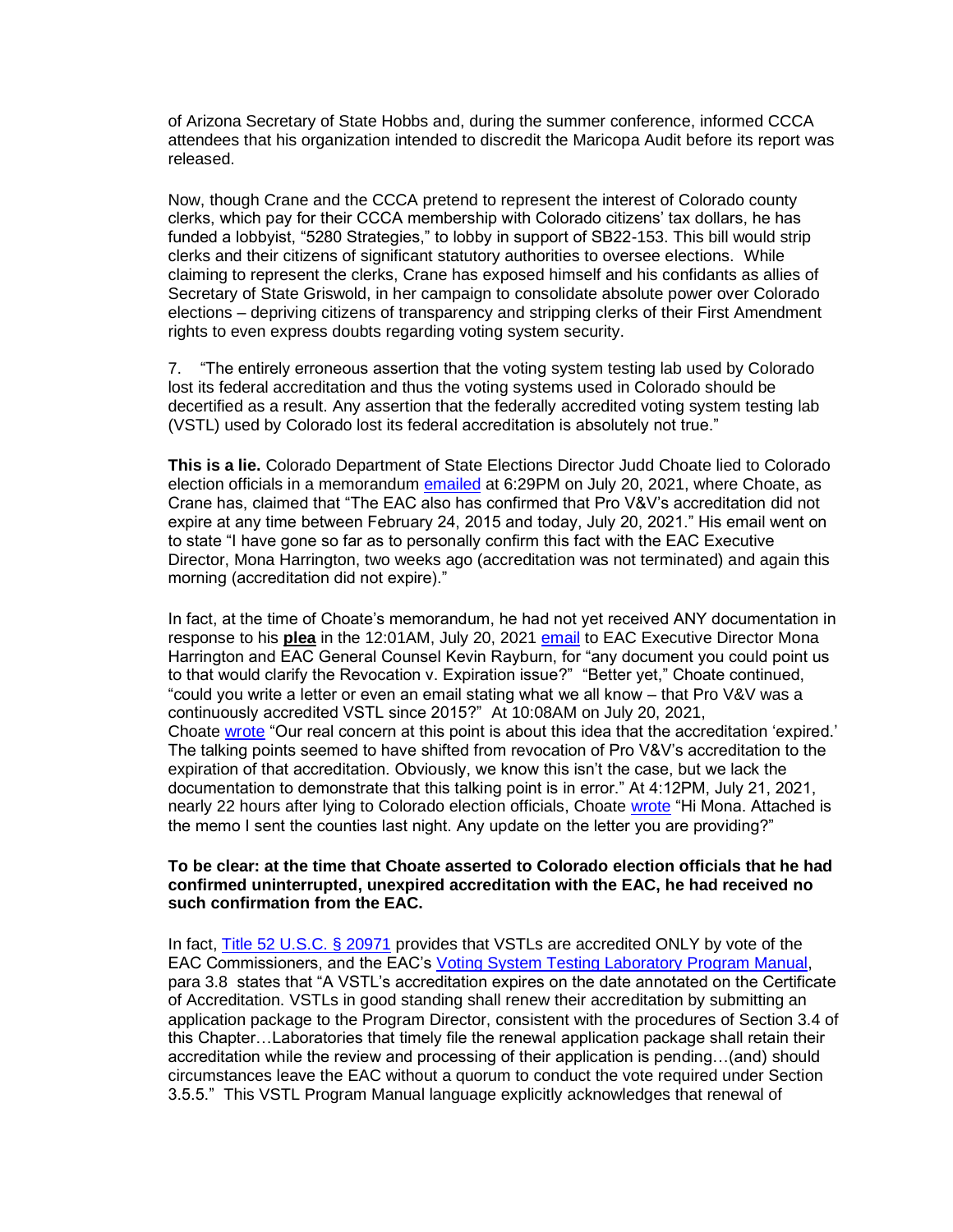of Arizona Secretary of State Hobbs and, during the summer conference, informed CCCA attendees that his organization intended to discredit the Maricopa Audit before its report was released.

Now, though Crane and the CCCA pretend to represent the interest of Colorado county clerks, which pay for their CCCA membership with Colorado citizens' tax dollars, he has funded a lobbyist, "5280 Strategies," to lobby in support of SB22-153. This bill would strip clerks and their citizens of significant statutory authorities to oversee elections. While claiming to represent the clerks, Crane has exposed himself and his confidants as allies of Secretary of State Griswold, in her campaign to consolidate absolute power over Colorado elections – depriving citizens of transparency and stripping clerks of their First Amendment rights to even express doubts regarding voting system security.

7. "The entirely erroneous assertion that the voting system testing lab used by Colorado lost its federal accreditation and thus the voting systems used in Colorado should be decertified as a result. Any assertion that the federally accredited voting system testing lab (VSTL) used by Colorado lost its federal accreditation is absolutely not true."

**This is a lie.** Colorado Department of State Elections Director Judd Choate lied to Colorado election officials in a memorandum emailed at 6:29PM on July 20, 2021, where Choate, as Crane has, claimed that "The EAC also has confirmed that Pro V&V's accreditation did not expire at any time between February 24, 2015 and today, July 20, 2021." His email went on to state "I have gone so far as to personally confirm this fact with the EAC Executive Director, Mona Harrington, two weeks ago (accreditation was not terminated) and again this morning (accreditation did not expire)."

In fact, at the time of Choate's memorandum, he had not yet received ANY documentation in response to his **plea** in the 12:01AM, July 20, 2021 email to EAC Executive Director Mona Harrington and EAC General Counsel Kevin Rayburn, for "any document you could point us to that would clarify the Revocation v. Expiration issue?" "Better yet," Choate continued, "could you write a letter or even an email stating what we all know – that Pro V&V was a continuously accredited VSTL since 2015?" At 10:08AM on July 20, 2021, Choate wrote "Our real concern at this point is about this idea that the accreditation 'expired.' The talking points seemed to have shifted from revocation of Pro V&V's accreditation to the expiration of that accreditation. Obviously, we know this isn't the case, but we lack the documentation to demonstrate that this talking point is in error." At 4:12PM, July 21, 2021, nearly 22 hours after lying to Colorado election officials, Choate wrote "Hi Mona. Attached is the memo I sent the counties last night. Any update on the letter you are providing?"

**To be clear: at the time that Choate asserted to Colorado election officials that he had confirmed uninterrupted, unexpired accreditation with the EAC, he had received no such confirmation from the EAC.**

In fact, Title 52 U.S.C. § 20971 provides that VSTLs are accredited ONLY by vote of the EAC Commissioners, and the EAC's Voting System Testing Laboratory Program Manual, para 3.8 states that "A VSTL's accreditation expires on the date annotated on the Certificate of Accreditation. VSTLs in good standing shall renew their accreditation by submitting an application package to the Program Director, consistent with the procedures of Section 3.4 of this Chapter…Laboratories that timely file the renewal application package shall retain their accreditation while the review and processing of their application is pending…(and) should circumstances leave the EAC without a quorum to conduct the vote required under Section 3.5.5." This VSTL Program Manual language explicitly acknowledges that renewal of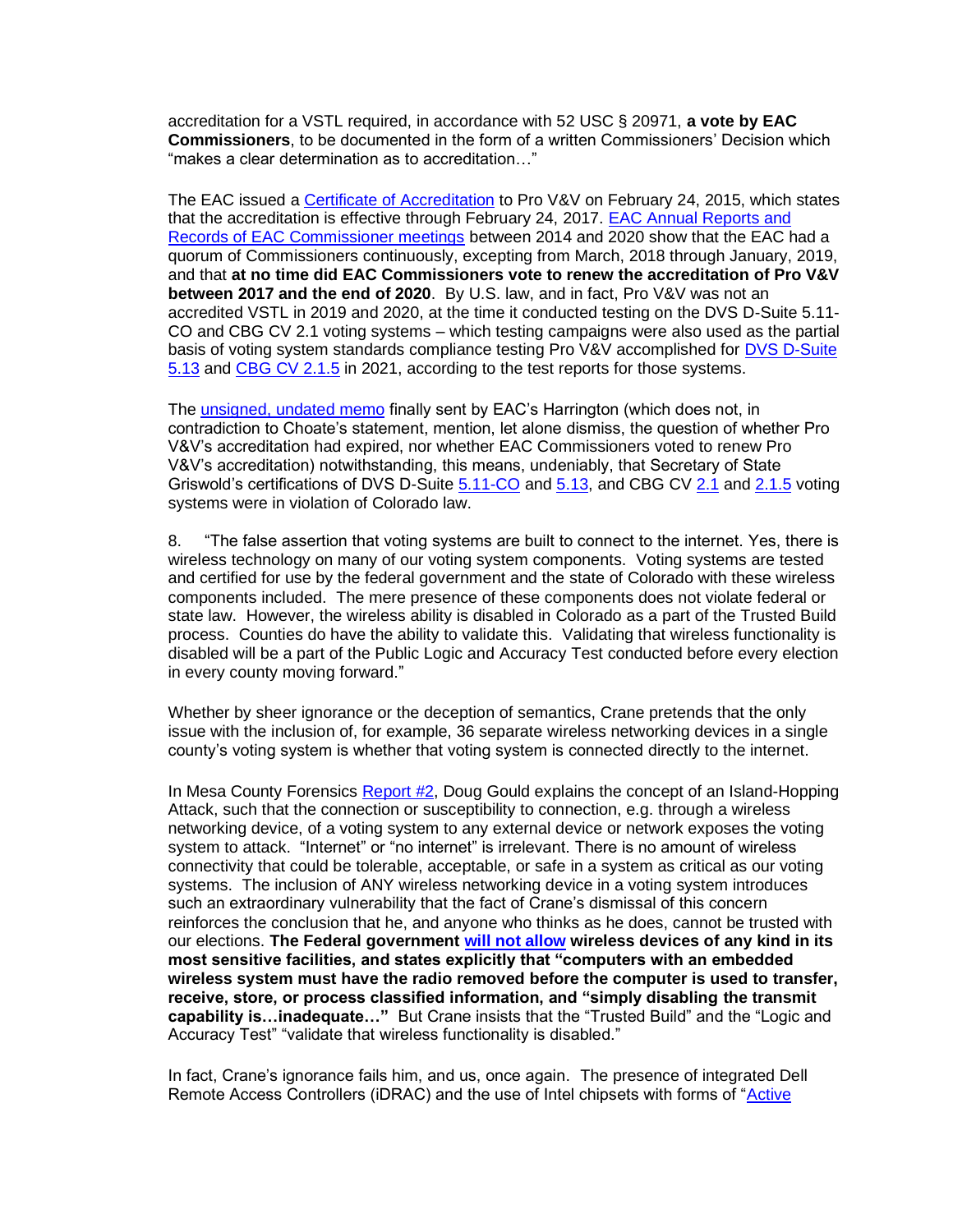accreditation for a VSTL required, in accordance with 52 USC § 20971, **a vote by EAC Commissioners**, to be documented in the form of a written Commissioners' Decision which "makes a clear determination as to accreditation…"

The EAC issued a Certificate of Accreditation to Pro V&V on February 24, 2015, which states that the accreditation is effective through February 24, 2017. EAC Annual Reports and Records of EAC Commissioner meetings between 2014 and 2020 show that the EAC had a quorum of Commissioners continuously, excepting from March, 2018 through January, 2019, and that **at no time did EAC Commissioners vote to renew the accreditation of Pro V&V between 2017 and the end of 2020**. By U.S. law, and in fact, Pro V&V was not an accredited VSTL in 2019 and 2020, at the time it conducted testing on the DVS D-Suite 5.11-CO and CBG CV 2.1 voting systems – which testing campaigns were also used as the partial basis of voting system standards compliance testing Pro V&V accomplished for DVS D-Suite 5.13 and CBG CV 2.1.5 in 2021, according to the test reports for those systems.

The unsigned, undated memo finally sent by EAC's Harrington (which does not, in contradiction to Choate's statement, mention, let alone dismiss, the question of whether Pro V&V's accreditation had expired, nor whether EAC Commissioners voted to renew Pro V&V's accreditation) notwithstanding, this means, undeniably, that Secretary of State Griswold's certifications of DVS D-Suite 5.11-CO and 5.13, and CBG CV 2.1 and 2.1.5 voting systems were in violation of Colorado law.

8. "The false assertion that voting systems are built to connect to the internet. Yes, there is wireless technology on many of our voting system components. Voting systems are tested and certified for use by the federal government and the state of Colorado with these wireless components included. The mere presence of these components does not violate federal or state law. However, the wireless ability is disabled in Colorado as a part of the Trusted Build process. Counties do have the ability to validate this. Validating that wireless functionality is disabled will be a part of the Public Logic and Accuracy Test conducted before every election in every county moving forward."

Whether by sheer ignorance or the deception of semantics, Crane pretends that the only issue with the inclusion of, for example, 36 separate wireless networking devices in a single county's voting system is whether that voting system is connected directly to the internet.

In Mesa County Forensics Report #2, Doug Gould explains the concept of an Island-Hopping Attack, such that the connection or susceptibility to connection, e.g. through a wireless networking device, of a voting system to any external device or network exposes the voting system to attack. "Internet" or "no internet" is irrelevant. There is no amount of wireless connectivity that could be tolerable, acceptable, or safe in a system as critical as our voting systems. The inclusion of ANY wireless networking device in a voting system introduces such an extraordinary vulnerability that the fact of Crane's dismissal of this concern reinforces the conclusion that he, and anyone who thinks as he does, cannot be trusted with our elections. **The Federal government will not allow wireless devices of any kind in its most sensitive facilities, and states explicitly that "computers with an embedded wireless system must have the radio removed before the computer is used to transfer, receive, store, or process classified information, and "simply disabling the transmit capability is…inadequate…"** But Crane insists that the "Trusted Build" and the "Logic and Accuracy Test" "validate that wireless functionality is disabled."

In fact, Crane's ignorance fails him, and us, once again. The presence of integrated Dell Remote Access Controllers (iDRAC) and the use of Intel chipsets with forms of "Active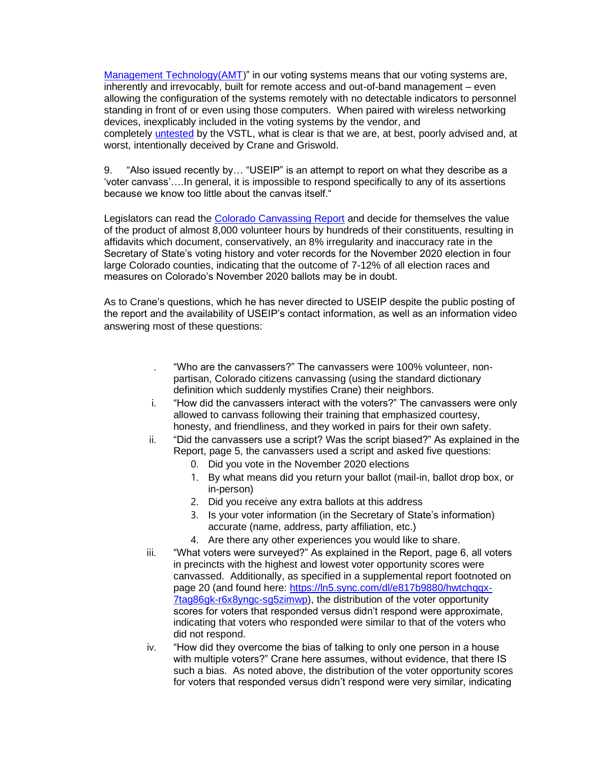[Management Technology(AMT)]" in our voting systems means that our voting systems are, inherently and irrevocably, built for remote access and out-of-band management – even allowing the configuration of the systems remotely with no detectable indicators to personnel standing in front of or even using those computers. When paired with wireless networking devices, inexplicably included in the voting systems by the vendor, and completely [untested] by the VSTL, what is clear is that we are, at best, poorly advised and, at worst, intentionally deceived by Crane and Griswold.

9. "Also issued recently by… "USEIP" is an attempt to report on what they describe as a 'voter canvass'….In general, it is impossible to respond specifically to any of its assertions because we know too little about the canvas itself."

Legislators can read the [Colorado Canvassing Report] and decide for themselves the value of the product of almost 8,000 volunteer hours by hundreds of their constituents, resulting in affidavits which document, conservatively, an 8% irregularity and inaccuracy rate in the Secretary of State's voting history and voter records for the November 2020 election in four large Colorado counties, indicating that the outcome of 7-12% of all election races and measures on Colorado's November 2020 ballots may be in doubt.

As to Crane's questions, which he has never directed to USEIP despite the public posting of the report and the availability of USEIP's contact information, as well as an information video answering most of these questions:

. "Who are the canvassers?" The canvassers were 100% volunteer, non-partisan, Colorado citizens canvassing (using the standard dictionary definition which suddenly mystifies Crane) their neighbors.

i. "How did the canvassers interact with the voters?" The canvassers were only allowed to canvass following their training that emphasized courtesy, honesty, and friendliness, and they worked in pairs for their own safety.

ii. "Did the canvassers use a script? Was the script biased?" As explained in the Report, page 5, the canvassers used a script and asked five questions:

   0. Did you vote in the November 2020 elections
   1. By what means did you return your ballot (mail-in, ballot drop box, or in-person)
   2. Did you receive any extra ballots at this address
   3. Is your voter information (in the Secretary of State's information) accurate (name, address, party affiliation, etc.)
   4. Are there any other experiences you would like to share.

iii. "What voters were surveyed?" As explained in the Report, page 6, all voters in precincts with the highest and lowest voter opportunity scores were canvassed. Additionally, as specified in a supplemental report footnoted on page 20 (and found here: https://ln5.sync.com/dl/e817b9880/hwtchqgx-7tag86gk-r6x8yngc-sg5zimwp), the distribution of the voter opportunity scores for voters that responded versus didn't respond were approximate, indicating that voters who responded were similar to that of the voters who did not respond.

iv. "How did they overcome the bias of talking to only one person in a house with multiple voters?" Crane here assumes, without evidence, that there IS such a bias. As noted above, the distribution of the voter opportunity scores for voters that responded versus didn't respond were very similar, indicating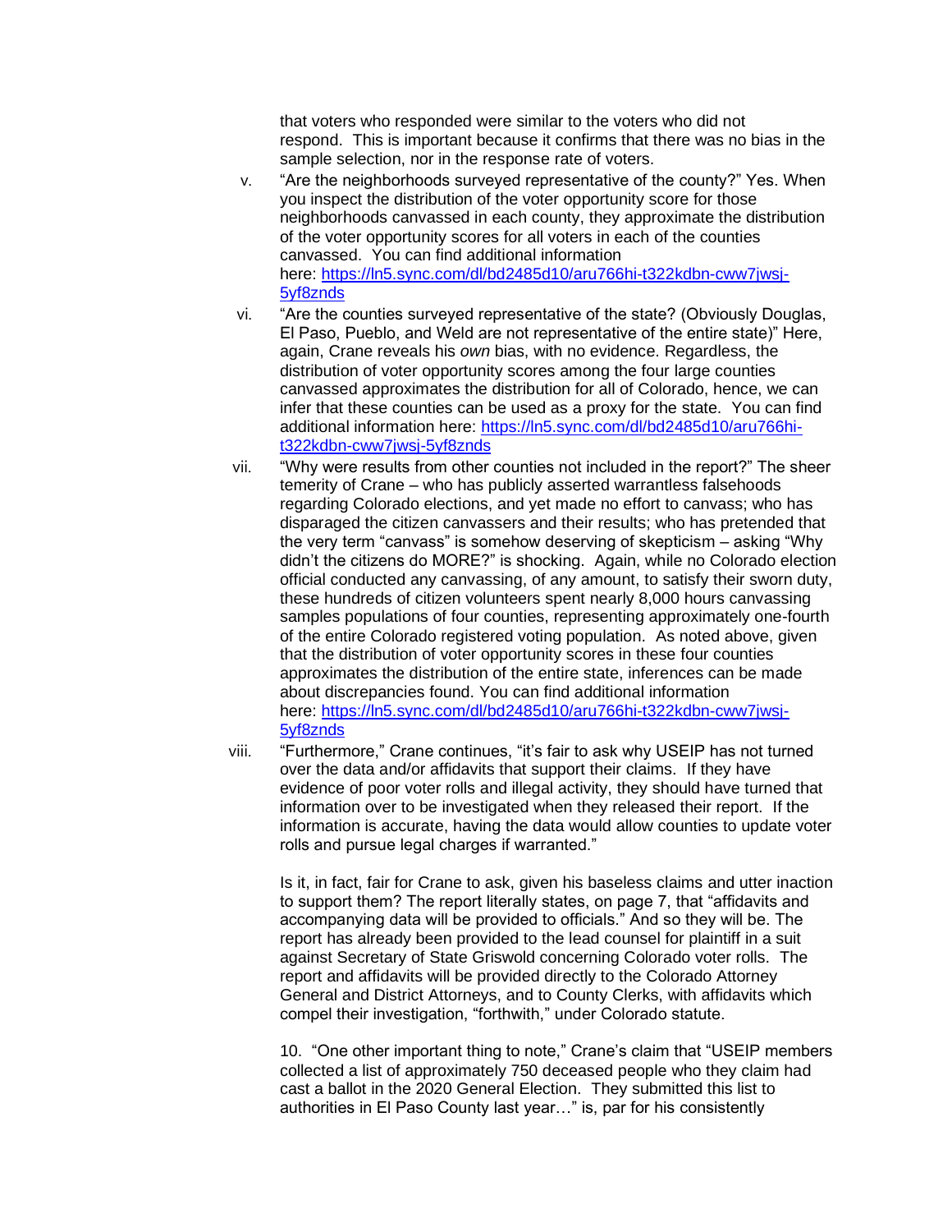that voters who responded were similar to the voters who did not respond. This is important because it confirms that there was no bias in the sample selection, nor in the response rate of voters.

v. "Are the neighborhoods surveyed representative of the county?" Yes. When you inspect the distribution of the voter opportunity score for those neighborhoods canvassed in each county, they approximate the distribution of the voter opportunity scores for all voters in each of the counties canvassed. You can find additional information here: [https://ln5.sync.com/dl/bd2485d10/aru766hi-t322kdbn-cww7jwsj-5yf8znds](https://ln5.sync.com/dl/bd2485d10/aru766hi-t322kdbn-cww7jwsj-5yf8znds)

vi. "Are the counties surveyed representative of the state? (Obviously Douglas, El Paso, Pueblo, and Weld are not representative of the entire state)" Here, again, Crane reveals his *own* bias, with no evidence. Regardless, the distribution of voter opportunity scores among the four large counties canvassed approximates the distribution for all of Colorado, hence, we can infer that these counties can be used as a proxy for the state. You can find additional information here: [https://ln5.sync.com/dl/bd2485d10/aru766hi-t322kdbn-cww7jwsj-5yf8znds](https://ln5.sync.com/dl/bd2485d10/aru766hi-t322kdbn-cww7jwsj-5yf8znds)

vii. "Why were results from other counties not included in the report?" The sheer temerity of Crane – who has publicly asserted warrantless falsehoods regarding Colorado elections, and yet made no effort to canvass; who has disparaged the citizen canvassers and their results; who has pretended that the very term "canvass" is somehow deserving of skepticism – asking "Why didn't the citizens do MORE?" is shocking. Again, while no Colorado election official conducted any canvassing, of any amount, to satisfy their sworn duty, these hundreds of citizen volunteers spent nearly 8,000 hours canvassing samples populations of four counties, representing approximately one-fourth of the entire Colorado registered voting population. As noted above, given that the distribution of voter opportunity scores in these four counties approximates the distribution of the entire state, inferences can be made about discrepancies found. You can find additional information here: [https://ln5.sync.com/dl/bd2485d10/aru766hi-t322kdbn-cww7jwsj-5yf8znds](https://ln5.sync.com/dl/bd2485d10/aru766hi-t322kdbn-cww7jwsj-5yf8znds)

viii. "Furthermore," Crane continues, "it's fair to ask why USEIP has not turned over the data and/or affidavits that support their claims. If they have evidence of poor voter rolls and illegal activity, they should have turned that information over to be investigated when they released their report. If the information is accurate, having the data would allow counties to update voter rolls and pursue legal charges if warranted."

Is it, in fact, fair for Crane to ask, given his baseless claims and utter inaction to support them? The report literally states, on page 7, that "affidavits and accompanying data will be provided to officials." And so they will be. The report has already been provided to the lead counsel for plaintiff in a suit against Secretary of State Griswold concerning Colorado voter rolls. The report and affidavits will be provided directly to the Colorado Attorney General and District Attorneys, and to County Clerks, with affidavits which compel their investigation, "forthwith," under Colorado statute.

10. "One other important thing to note," Crane's claim that "USEIP members collected a list of approximately 750 deceased people who they claim had cast a ballot in the 2020 General Election. They submitted this list to authorities in El Paso County last year…" is, par for his consistently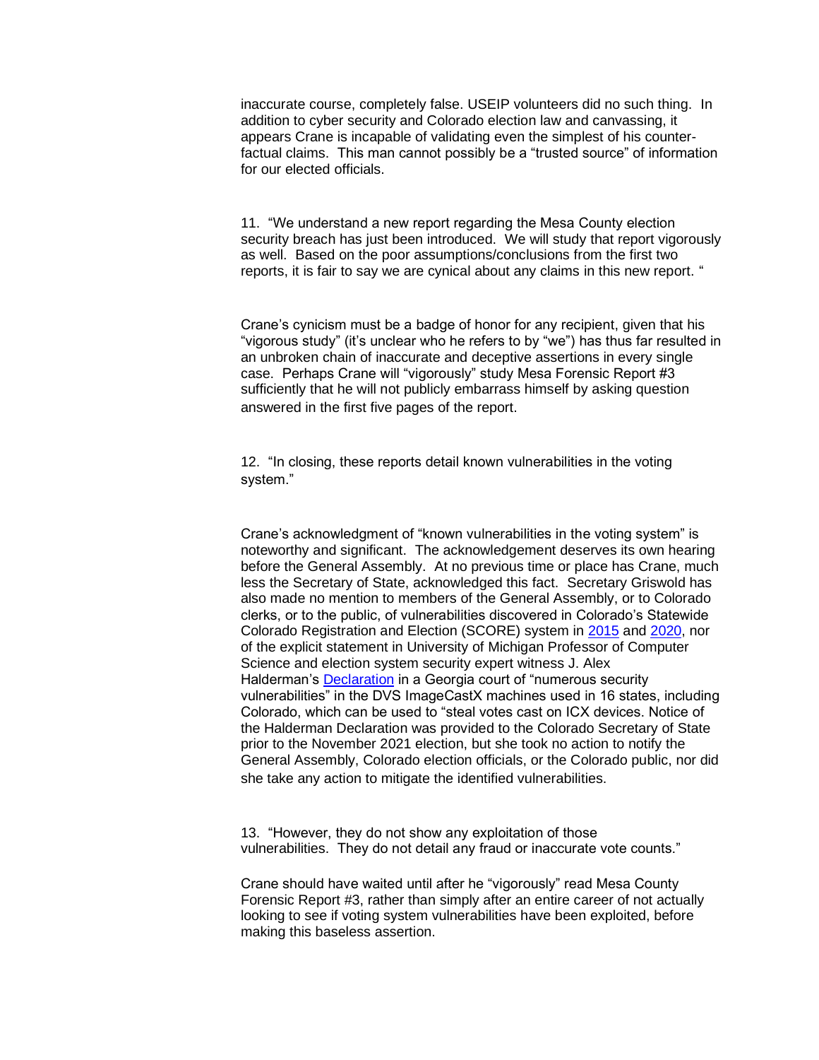inaccurate course, completely false. USEIP volunteers did no such thing. In addition to cyber security and Colorado election law and canvassing, it appears Crane is incapable of validating even the simplest of his counter-factual claims. This man cannot possibly be a "trusted source" of information for our elected officials.

11. "We understand a new report regarding the Mesa County election security breach has just been introduced. We will study that report vigorously as well. Based on the poor assumptions/conclusions from the first two reports, it is fair to say we are cynical about any claims in this new report. "

Crane's cynicism must be a badge of honor for any recipient, given that his "vigorous study" (it's unclear who he refers to by "we") has thus far resulted in an unbroken chain of inaccurate and deceptive assertions in every single case. Perhaps Crane will "vigorously" study Mesa Forensic Report #3 sufficiently that he will not publicly embarrass himself by asking question answered in the first five pages of the report.

12. "In closing, these reports detail known vulnerabilities in the voting system."

Crane's acknowledgment of "known vulnerabilities in the voting system" is noteworthy and significant. The acknowledgement deserves its own hearing before the General Assembly. At no previous time or place has Crane, much less the Secretary of State, acknowledged this fact. Secretary Griswold has also made no mention to members of the General Assembly, or to Colorado clerks, or to the public, of vulnerabilities discovered in Colorado's Statewide Colorado Registration and Election (SCORE) system in [2015] and [2020], nor of the explicit statement in University of Michigan Professor of Computer Science and election system security expert witness J. Alex Halderman's [Declaration] in a Georgia court of "numerous security vulnerabilities" in the DVS ImageCastX machines used in 16 states, including Colorado, which can be used to "steal votes cast on ICX devices. Notice of the Halderman Declaration was provided to the Colorado Secretary of State prior to the November 2021 election, but she took no action to notify the General Assembly, Colorado election officials, or the Colorado public, nor did she take any action to mitigate the identified vulnerabilities.

13. "However, they do not show any exploitation of those vulnerabilities. They do not detail any fraud or inaccurate vote counts."

Crane should have waited until after he "vigorously" read Mesa County Forensic Report #3, rather than simply after an entire career of not actually looking to see if voting system vulnerabilities have been exploited, before making this baseless assertion.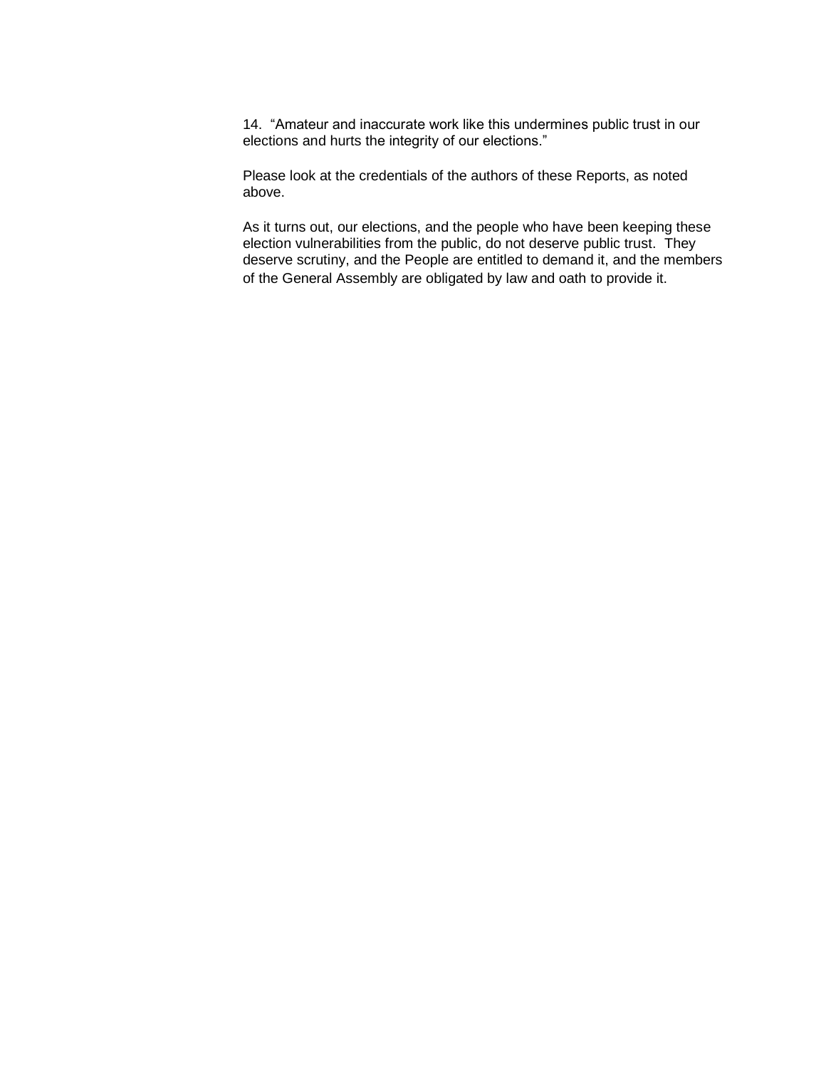14. “Amateur and inaccurate work like this undermines public trust in our elections and hurts the integrity of our elections.”

Please look at the credentials of the authors of these Reports, as noted above.

As it turns out, our elections, and the people who have been keeping these election vulnerabilities from the public, do not deserve public trust. They deserve scrutiny, and the People are entitled to demand it, and the members of the General Assembly are obligated by law and oath to provide it.